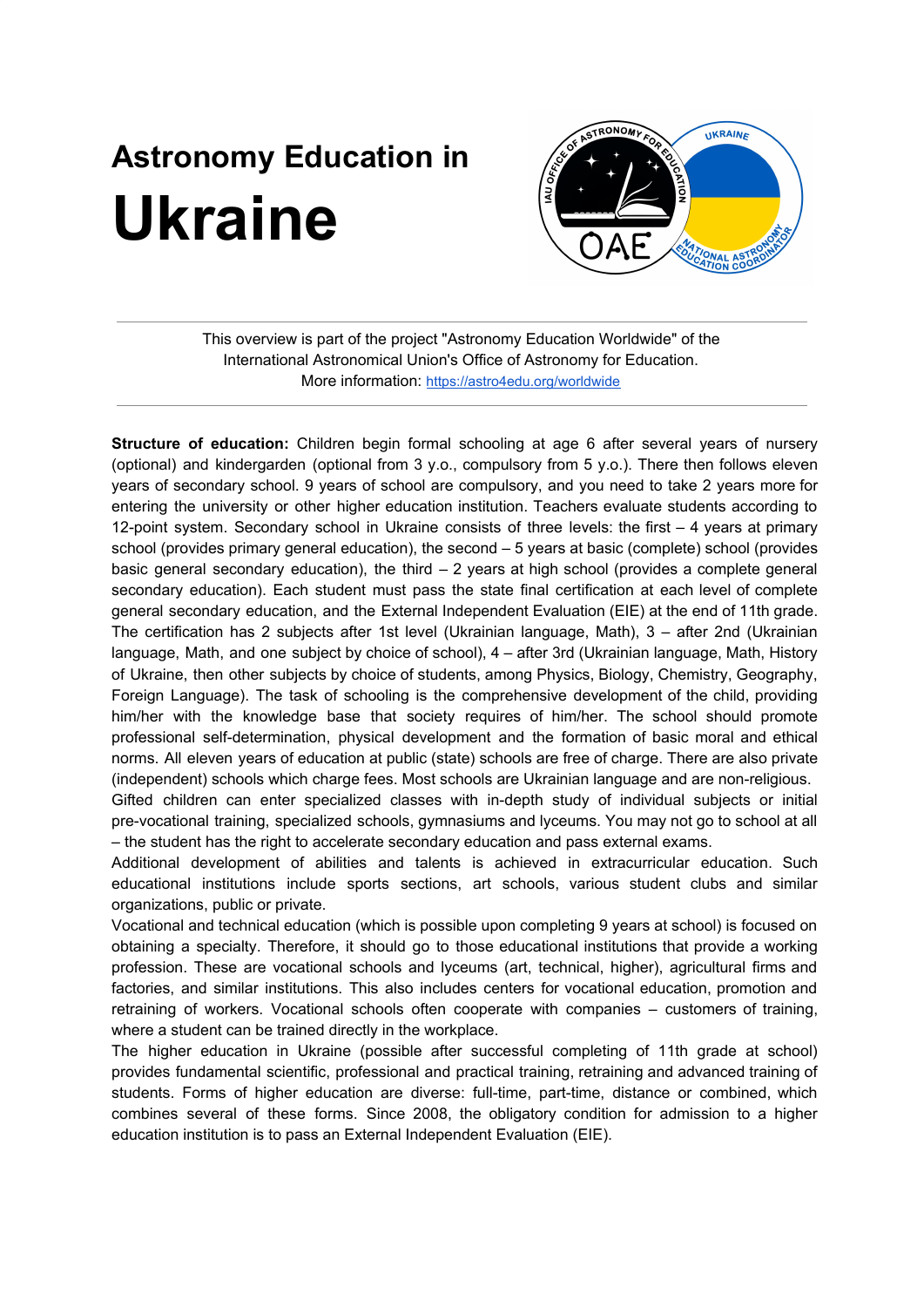# Astronomy Education in **Ukraine**

This overview is part of the project "Astronomy Education Worldwide" of the International Astronomical Union's Office of Astronomy for Education.
More information: https://astro4edu.org/worldwide

**Structure of education:** Children begin formal schooling at age 6 after several years of nursery (optional) and kindergarden (optional from 3 y.o., compulsory from 5 y.o.). There then follows eleven years of secondary school. 9 years of school are compulsory, and you need to take 2 years more for entering the university or other higher education institution. Teachers evaluate students according to 12-point system. Secondary school in Ukraine consists of three levels: the first – 4 years at primary school (provides primary general education), the second – 5 years at basic (complete) school (provides basic general secondary education), the third – 2 years at high school (provides a complete general secondary education). Each student must pass the state final certification at each level of complete general secondary education, and the External Independent Evaluation (EIE) at the end of 11th grade. The certification has 2 subjects after 1st level (Ukrainian language, Math), 3 – after 2nd (Ukrainian language, Math, and one subject by choice of school), 4 – after 3rd (Ukrainian language, Math, History of Ukraine, then other subjects by choice of students, among Physics, Biology, Chemistry, Geography, Foreign Language). The task of schooling is the comprehensive development of the child, providing him/her with the knowledge base that society requires of him/her. The school should promote professional self-determination, physical development and the formation of basic moral and ethical norms. All eleven years of education at public (state) schools are free of charge. There are also private (independent) schools which charge fees. Most schools are Ukrainian language and are non-religious.
Gifted children can enter specialized classes with in-depth study of individual subjects or initial pre-vocational training, specialized schools, gymnasiums and lyceums. You may not go to school at all – the student has the right to accelerate secondary education and pass external exams.
Additional development of abilities and talents is achieved in extracurricular education. Such educational institutions include sports sections, art schools, various student clubs and similar organizations, public or private.
Vocational and technical education (which is possible upon completing 9 years at school) is focused on obtaining a specialty. Therefore, it should go to those educational institutions that provide a working profession. These are vocational schools and lyceums (art, technical, higher), agricultural firms and factories, and similar institutions. This also includes centers for vocational education, promotion and retraining of workers. Vocational schools often cooperate with companies – customers of training, where a student can be trained directly in the workplace.
The higher education in Ukraine (possible after successful completing of 11th grade at school) provides fundamental scientific, professional and practical training, retraining and advanced training of students. Forms of higher education are diverse: full-time, part-time, distance or combined, which combines several of these forms. Since 2008, the obligatory condition for admission to a higher education institution is to pass an External Independent Evaluation (EIE).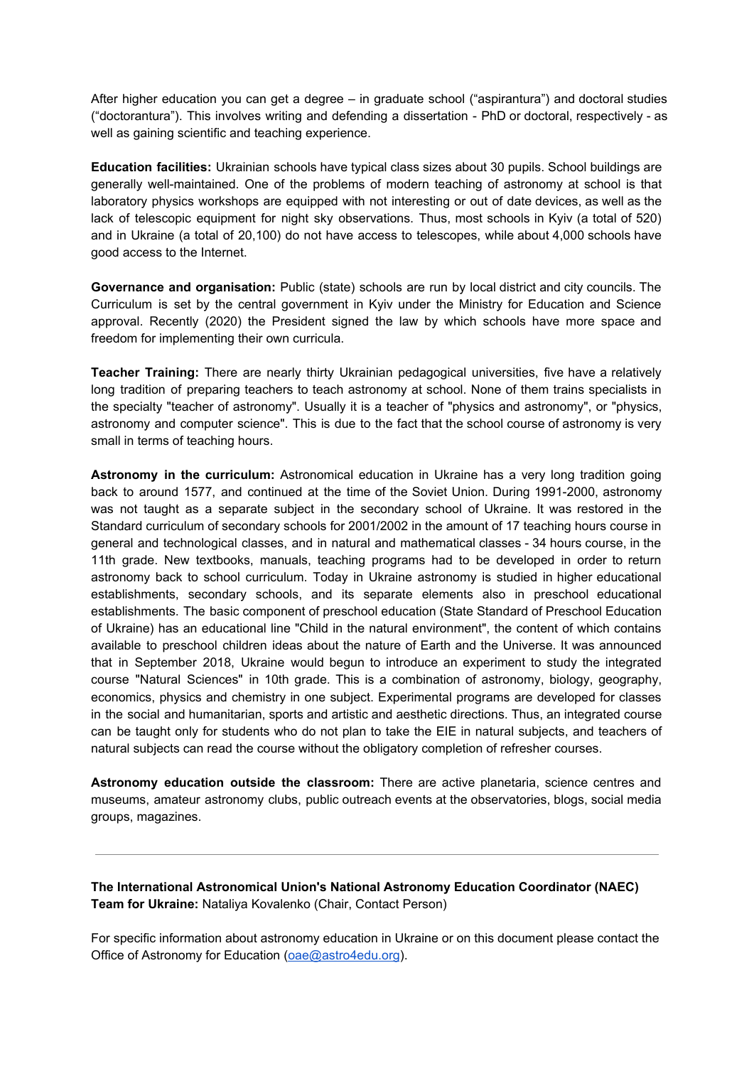After higher education you can get a degree – in graduate school ("aspirantura") and doctoral studies ("doctorantura"). This involves writing and defending a dissertation - PhD or doctoral, respectively - as well as gaining scientific and teaching experience.

**Education facilities:** Ukrainian schools have typical class sizes about 30 pupils. School buildings are generally well-maintained. One of the problems of modern teaching of astronomy at school is that laboratory physics workshops are equipped with not interesting or out of date devices, as well as the lack of telescopic equipment for night sky observations. Thus, most schools in Kyiv (a total of 520) and in Ukraine (a total of 20,100) do not have access to telescopes, while about 4,000 schools have good access to the Internet.

**Governance and organisation:** Public (state) schools are run by local district and city councils. The Curriculum is set by the central government in Kyiv under the Ministry for Education and Science approval. Recently (2020) the President signed the law by which schools have more space and freedom for implementing their own curricula.

**Teacher Training:** There are nearly thirty Ukrainian pedagogical universities, five have a relatively long tradition of preparing teachers to teach astronomy at school. None of them trains specialists in the specialty "teacher of astronomy". Usually it is a teacher of "physics and astronomy", or "physics, astronomy and computer science". This is due to the fact that the school course of astronomy is very small in terms of teaching hours.

**Astronomy in the curriculum:** Astronomical education in Ukraine has a very long tradition going back to around 1577, and continued at the time of the Soviet Union. During 1991-2000, astronomy was not taught as a separate subject in the secondary school of Ukraine. It was restored in the Standard curriculum of secondary schools for 2001/2002 in the amount of 17 teaching hours course in general and technological classes, and in natural and mathematical classes - 34 hours course, in the 11th grade. New textbooks, manuals, teaching programs had to be developed in order to return astronomy back to school curriculum. Today in Ukraine astronomy is studied in higher educational establishments, secondary schools, and its separate elements also in preschool educational establishments. The basic component of preschool education (State Standard of Preschool Education of Ukraine) has an educational line "Child in the natural environment", the content of which contains available to preschool children ideas about the nature of Earth and the Universe. It was announced that in September 2018, Ukraine would begun to introduce an experiment to study the integrated course "Natural Sciences" in 10th grade. This is a combination of astronomy, biology, geography, economics, physics and chemistry in one subject. Experimental programs are developed for classes in the social and humanitarian, sports and artistic and aesthetic directions. Thus, an integrated course can be taught only for students who do not plan to take the EIE in natural subjects, and teachers of natural subjects can read the course without the obligatory completion of refresher courses.

**Astronomy education outside the classroom:** There are active planetaria, science centres and museums, amateur astronomy clubs, public outreach events at the observatories, blogs, social media groups, magazines.

---

**The International Astronomical Union's National Astronomy Education Coordinator (NAEC) Team for Ukraine:** Nataliya Kovalenko (Chair, Contact Person)

For specific information about astronomy education in Ukraine or on this document please contact the Office of Astronomy for Education (oae@astro4edu.org).